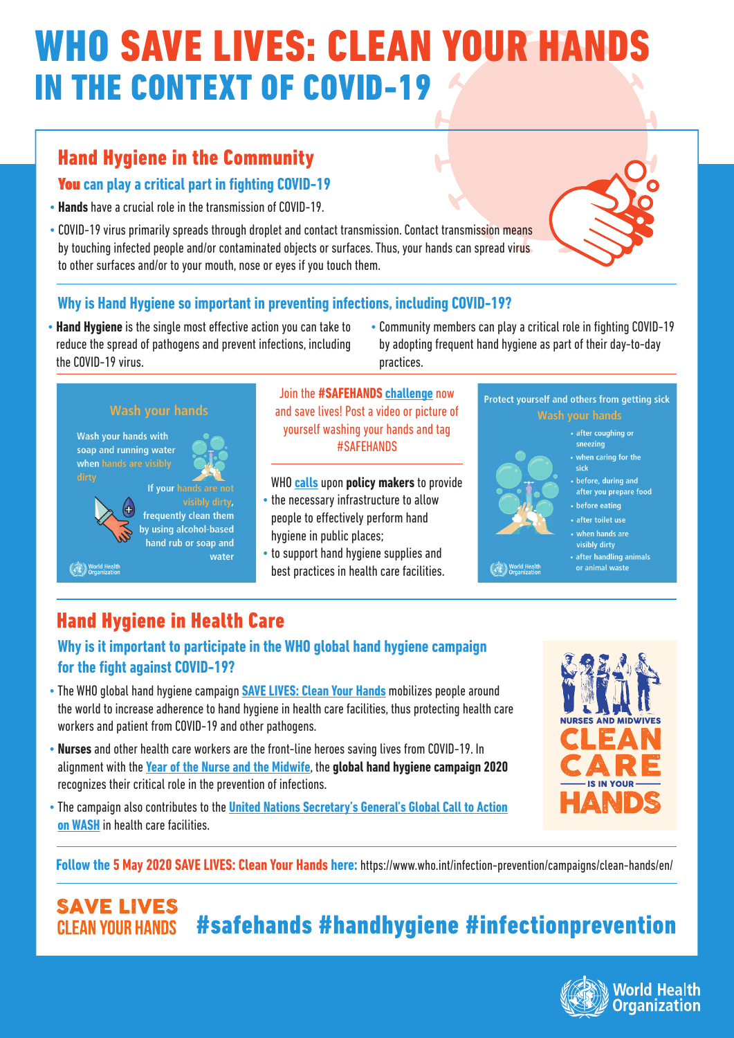# WHO SAVE LIVES: CLEAN YOUR HANDS IN THE CONTEXT OF COVID-19

## Hand Hygiene in the Community

### You can play a critical part in fighting COVID-19

- **Hands** have a crucial role in the transmission of COVID-19.
- COVID-19 virus primarily spreads through droplet and contact transmission. Contact transmission means by touching infected people and/or contaminated objects or surfaces. Thus, your hands can spread virus to other surfaces and/or to your mouth, nose or eyes if you touch them.

### Why is Hand Hygiene so important in preventing infections, including COVID-19?

- **Hand Hygiene** is the single most effective action you can take to reduce the spread of pathogens and prevent infections, including the COVID-19 virus.
- Community members can play a critical role in fighting COVID-19 by adopting frequent hand hygiene as part of their day-to-day practices.

**Wash your hands**

Wash your hands with soap and running water when hands are visibly dirty

If your hands are not visibly dirty, frequently clean them by using alcohol-based hand rub or soap and water

World Health Organization

Join the **#SAFEHANDS** challenge now and save lives! Post a video or picture of yourself washing your hands and tag #SAFEHANDS

WHO calls upon **policy makers** to provide

- the necessary infrastructure to allow people to effectively perform hand hygiene in public places;
- to support hand hygiene supplies and best practices in health care facilities.

Protect yourself and others from getting sick

**Wash your hands**

- after coughing or sneezing
- when caring for the sick
- before, during and after you prepare food
- before eating
- after toilet use
- when hands are visibly dirty
- after handling animals or animal waste

World Health Organization

## Hand Hygiene in Health Care

### Why is it important to participate in the WHO global hand hygiene campaign for the fight against COVID-19?

- The WHO global hand hygiene campaign SAVE LIVES: Clean Your Hands mobilizes people around the world to increase adherence to hand hygiene in health care facilities, thus protecting health care workers and patient from COVID-19 and other pathogens.
- **Nurses** and other health care workers are the front-line heroes saving lives from COVID-19. In alignment with the Year of the Nurse and the Midwife, the **global hand hygiene campaign 2020** recognizes their critical role in the prevention of infections.
- The campaign also contributes to the United Nations Secretary's General's Global Call to Action on WASH in health care facilities.

NURSES AND MIDWIVES CLEAN CARE IS IN YOUR HANDS

**Follow the 5 May 2020 SAVE LIVES: Clean Your Hands here:** https://www.who.int/infection-prevention/campaigns/clean-hands/en/

SAVE LIVES CLEAN YOUR HANDS **#safehands #handhygiene #infectionprevention**

World Health Organization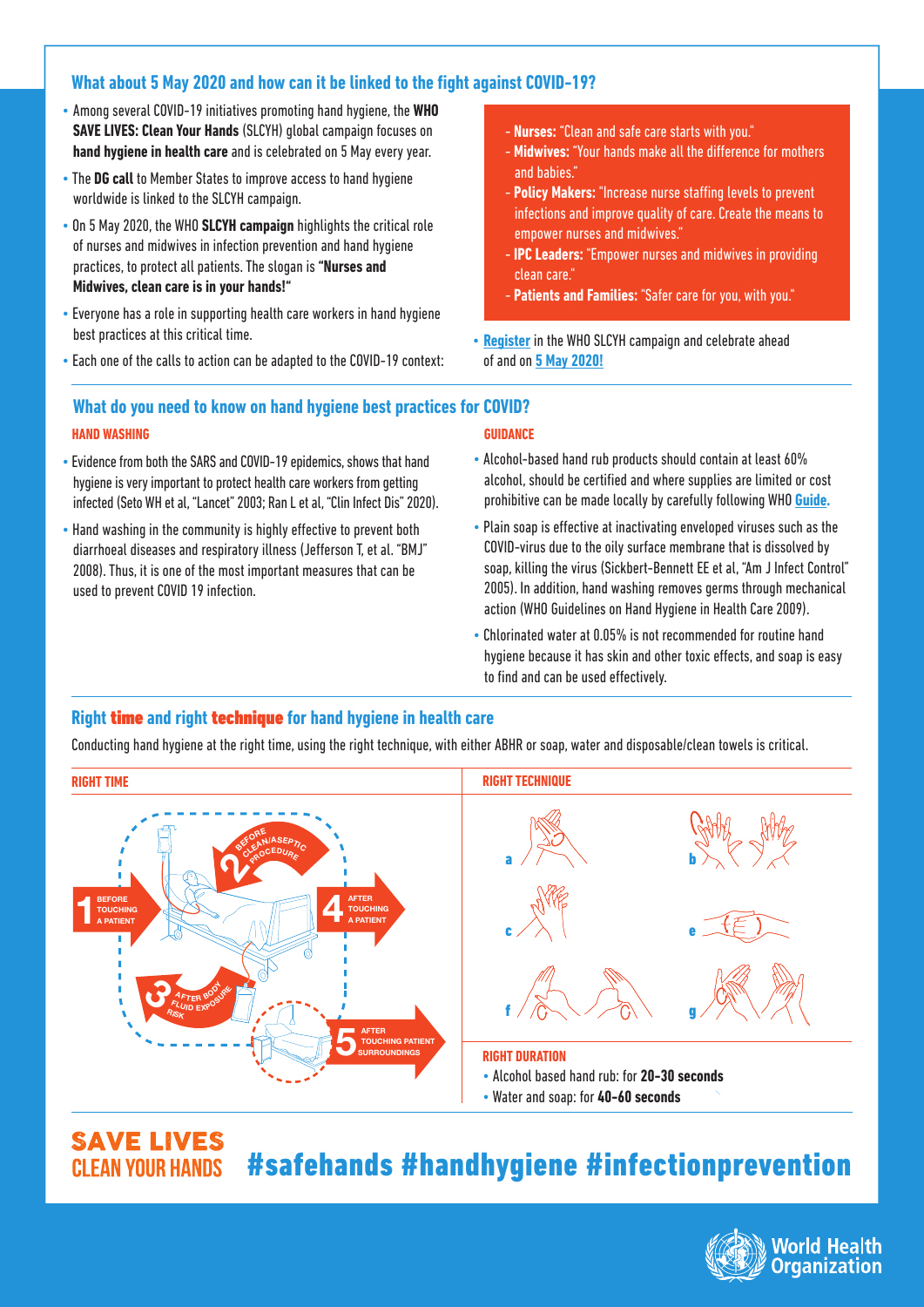## What about 5 May 2020 and how can it be linked to the fight against COVID-19?

- Among several COVID-19 initiatives promoting hand hygiene, the **WHO SAVE LIVES: Clean Your Hands** (SLCYH) global campaign focuses on **hand hygiene in health care** and is celebrated on 5 May every year.
- The **DG call** to Member States to improve access to hand hygiene worldwide is linked to the SLCYH campaign.
- On 5 May 2020, the WHO **SLCYH campaign** highlights the critical role of nurses and midwives in infection prevention and hand hygiene practices, to protect all patients. The slogan is **"Nurses and Midwives, clean care is in your hands!"**
- Everyone has a role in supporting health care workers in hand hygiene best practices at this critical time.
- Each one of the calls to action can be adapted to the COVID-19 context:

  - **Nurses:** "Clean and safe care starts with you."
  - **Midwives:** "Your hands make all the difference for mothers and babies."
  - **Policy Makers:** "Increase nurse staffing levels to prevent infections and improve quality of care. Create the means to empower nurses and midwives."
  - **IPC Leaders:** "Empower nurses and midwives in providing clean care."
  - **Patients and Families:** "Safer care for you, with you."

- **Register** in the WHO SLCYH campaign and celebrate ahead of and on **5 May 2020!**

## What do you need to know on hand hygiene best practices for COVID?

### HAND WASHING

- Evidence from both the SARS and COVID-19 epidemics, shows that hand hygiene is very important to protect health care workers from getting infected (Seto WH et al, "Lancet" 2003; Ran L et al, "Clin Infect Dis" 2020).
- Hand washing in the community is highly effective to prevent both diarrhoeal diseases and respiratory illness (Jefferson T, et al. "BMJ" 2008). Thus, it is one of the most important measures that can be used to prevent COVID 19 infection.

### GUIDANCE

- Alcohol-based hand rub products should contain at least 60% alcohol, should be certified and where supplies are limited or cost prohibitive can be made locally by carefully following WHO **Guide**.
- Plain soap is effective at inactivating enveloped viruses such as the COVID-virus due to the oily surface membrane that is dissolved by soap, killing the virus (Sickbert-Bennett EE et al, "Am J Infect Control" 2005). In addition, hand washing removes germs through mechanical action (WHO Guidelines on Hand Hygiene in Health Care 2009).
- Chlorinated water at 0.05% is not recommended for routine hand hygiene because it has skin and other toxic effects, and soap is easy to find and can be used effectively.

## Right time and right technique for hand hygiene in health care

Conducting hand hygiene at the right time, using the right technique, with either ABHR or soap, water and disposable/clean towels is critical.

### RIGHT TIME

1 BEFORE TOUCHING A PATIENT

2 BEFORE CLEAN/ASEPTIC PROCEDURE

3 AFTER BODY FLUID EXPOSURE RISK

4 AFTER TOUCHING A PATIENT

5 AFTER TOUCHING PATIENT SURROUNDINGS

### RIGHT TECHNIQUE

a

b

c

e

f

g

### RIGHT DURATION

- Alcohol based hand rub: for **20-30 seconds**
- Water and soap: for **40-60 seconds**

**SAVE LIVES**
**CLEAN YOUR HANDS**

**#safehands #handhygiene #infectionprevention**

World Health Organization